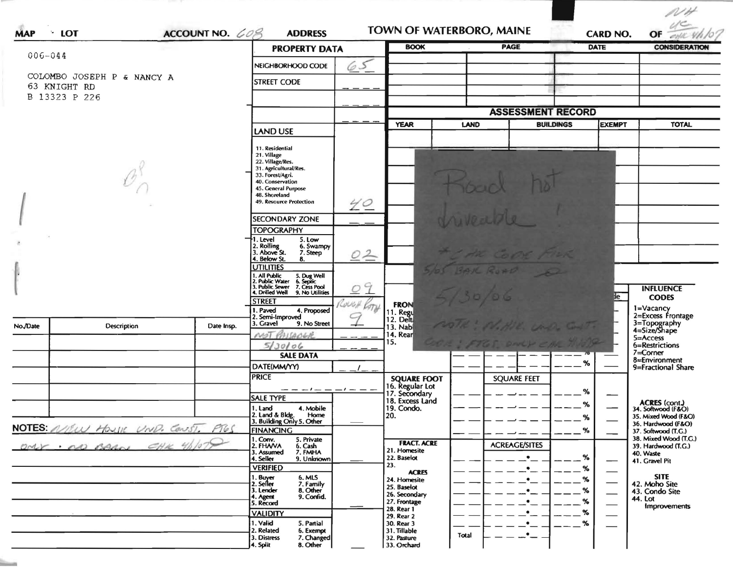MAP · LOT | ACCOUNT NO. 608 | ADDRESS | **TOWN OF WATERBORO, MAINE** | CARD NO. | OF NH

006-044

COLOMBO JOSEPH P & NANCY A
63 KNIGHT RD
B 13323 P 226

## PROPERTY DATA

| Field | Value |
|---|---|
| NEIGHBORHOOD CODE | 65 |
| STREET CODE | |
| LAND USE | 40 |
| SECONDARY ZONE | |
| TOPOGRAPHY | 02 |
| UTILITIES | 09 |
| STREET | Rough Patty 9 |
| NOT PASSABLE 5/30/06 | |

LAND USE: 11. Residential, 21. Village, 22. Village/Res., 31. Agricultural/Res., 33. Forest/Agri., 40. Conservation, 45. General Purpose, 48. Shoreland, 49. Resource Protection

TOPOGRAPHY: 1. Level, 2. Rolling, 3. Above St., 4. Below St., 5. Low, 6. Swampy, 7. Steep, 8.

UTILITIES: 1. All Public, 2. Public Water, 3. Public Sewer, 4. Drilled Well, 5. Dug Well, 6. Septic, 7. Cess Pool, 9. No Utilities

STREET: 1. Paved, 2. Semi-Improved, 3. Gravel, 4. Proposed, 9. No Street

| BOOK | PAGE | DATE | CONSIDERATION |
|---|---|---|---|
| | | | |

## ASSESSMENT RECORD

| YEAR | LAND | BUILDINGS | EXEMPT | TOTAL |
|---|---|---|---|---|
| | | | | |

Note (sticky): Road not driveable! * CHK CODE FOR 5/05 BAR ROAD 5/30/06 NOTE: N.HSE. UND. CONST. CODE: FTGS. ONLY CHK 4/1/07

## SALE DATA

DATE(MM/YY) __/__

PRICE

SALE TYPE: 1. Land, 2. Land & Bldg., 3. Building Only, 4. Mobile Home, 5. Other

FINANCING: 1. Conv., 2. FHA/VA, 3. Assumed, 4. Seller, 5. Private, 6. Cash, 7. FMHA, 9. Unknown

VERIFIED: 1. Buyer, 2. Seller, 3. Lender, 4. Agent, 5. Record, 6. MLS, 7. Family, 8. Other, 9. Confid.

VALIDITY: 1. Valid, 2. Related, 3. Distress, 4. Split, 5. Partial, 6. Exempt, 7. Changed, 8. Other

FRONT: 11. Regular, 12. Delta, 13. Nabla, 14. Rear, 15.

SQUARE FOOT: 16. Regular Lot, 17. Secondary, 18. Excess Land, 19. Condo., 20.

FRACT. ACRE: 21. Homesite, 22. Baselot, 23.

ACRES: 24. Homesite, 25. Baselot, 26. Secondary, 27. Frontage, 28. Rear 1, 29. Rear 2, 30. Rear 3, 31. Tillable, 32. Pasture, 33. Orchard

INFLUENCE CODES: 1=Vacancy, 2=Excess Frontage, 3=Topography, 4=Size/Shape, 5=Access, 6=Restrictions, 7=Corner, 8=Environment, 9=Fractional Share

ACRES (cont.): 34. Softwood (F&O), 35. Mixed Wood (F&O), 36. Hardwood (F&O), 37. Softwood (T.G.), 38. Mixed Wood (T.G.), 39. Hardwood (T.G.), 40. Waste, 41. Gravel Pit

SITE: 42. Moho Site, 43. Condo Site, 44. Lot Improvements

| No./Date | Description | Date Insp. |
|---|---|---|
| | | |

NOTES: NEW HOUSE UND. CONST. FTGS ONLY · NO BARN CHK 4/1/07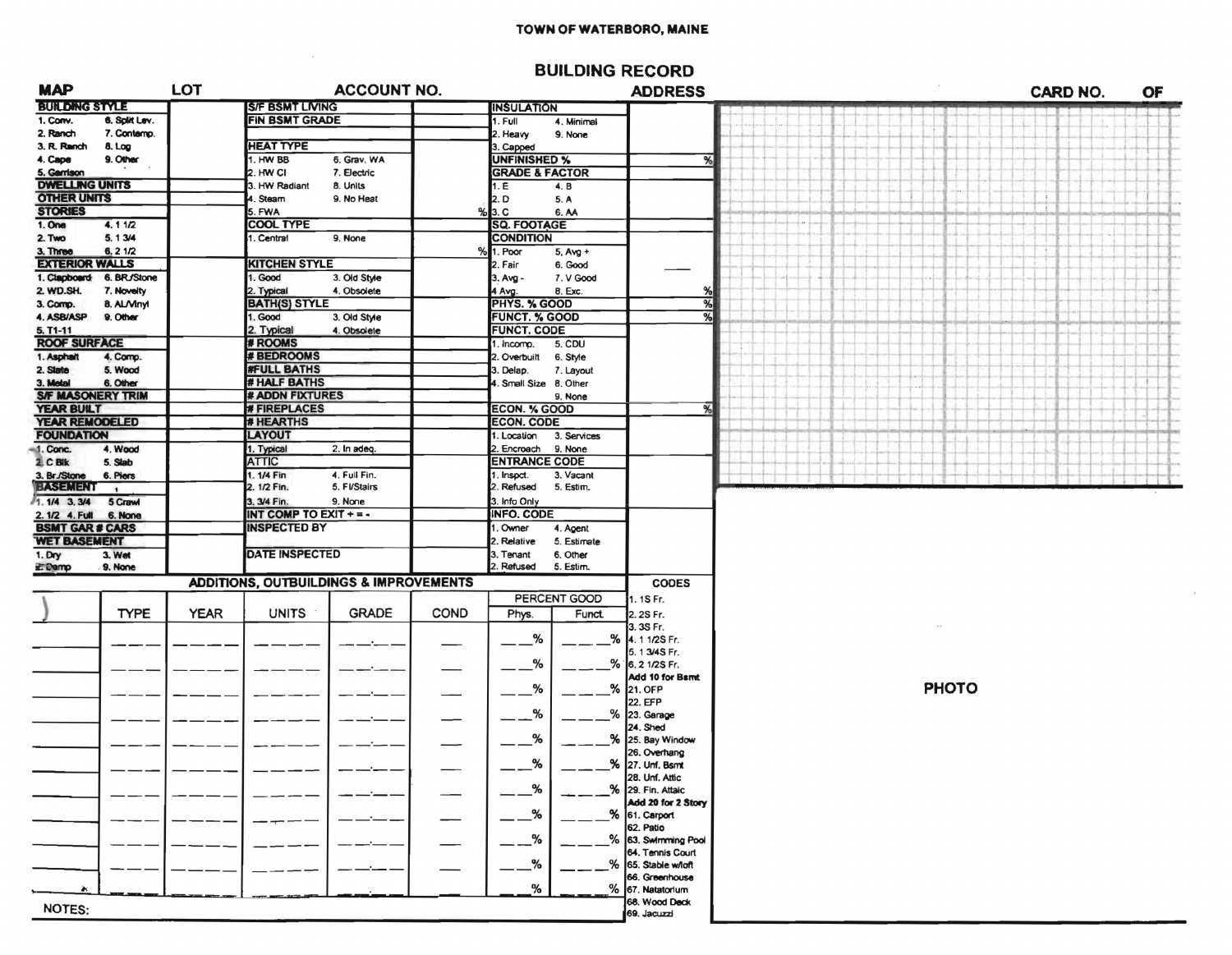**TOWN OF WATERBORO, MAINE**

## BUILDING RECORD

**MAP** **LOT** **ACCOUNT NO.** **ADDRESS** **CARD NO.** **OF**

| | | | | | |
|---|---|---|---|---|---|
| **BUILDING STYLE** | | **S/F BSMT LIVING** | | **INSULATION** | |
| 1. Conv. 6. Split Lev. | | **FIN BSMT GRADE** | | 1. Full 4. Minimal | |
| 2. Ranch 7. Contemp. | | | | 2. Heavy 9. None | |
| 3. R. Ranch 8. Log | | **HEAT TYPE** | | 3. Capped | |
| 4. Cape 9. Other | | 1. HW BB 6. Grav. WA | | **UNFINISHED %** | % |
| 5. Garrison | | 2. HW CI 7. Electric | | **GRADE & FACTOR** | |
| **DWELLING UNITS** | | 3. HW Radiant 8. Units | | 1. E 4. B | |
| **OTHER UNITS** | | 4. Steam 9. No Heat | | 2. D 5. A | |
| **STORIES** | | 5. FWA | % | 3. C 6. AA | |
| 1. One 4. 1 1/2 | | **COOL TYPE** | | **SQ. FOOTAGE** | |
| 2. Two 5. 1 3/4 | | 1. Central 9. None | | **CONDITION** | |
| 3. Three 6. 2 1/2 | | | % | 1. Poor 5. Avg + | |
| **EXTERIOR WALLS** | | **KITCHEN STYLE** | | 2. Fair 6. Good | |
| 1. Clapboard 6. BR./Stone | | 1. Good 3. Old Style | | 3. Avg - 7. V Good | |
| 2. WD.SH. 7. Novelty | | 2. Typical 4. Obsolete | | 4 Avg. 8. Exc. | % |
| 3. Comp. 8. AL/Vinyl | | **BATH(S) STYLE** | | **PHYS. % GOOD** | % |
| 4. ASB/ASP 9. Other | | 1. Good 3. Old Style | | **FUNCT. % GOOD** | % |
| 5. T1-11 | | 2. Typical 4. Obsolete | | **FUNCT. CODE** | |
| **ROOF SURFACE** | | **# ROOMS** | | 1. Incomp. 5. CDU | |
| 1. Asphalt 4. Comp. | | **# BEDROOMS** | | 2. Overbuilt 6. Style | |
| 2. Slate 5. Wood | | **#FULL BATHS** | | 3. Delap. 7. Layout | |
| 3. Metal 6. Other | | **# HALF BATHS** | | 4. Small Size 8. Other | |
| **S/F MASONERY TRIM** | | **# ADDN FIXTURES** | | 9. None | |
| **YEAR BUILT** | | **# FIREPLACES** | | **ECON. % GOOD** | % |
| **YEAR REMODELED** | | **# HEARTHS** | | **ECON. CODE** | |
| **FOUNDATION** | | **LAYOUT** | | 1. Location 3. Services | |
| 1. Conc. 4. Wood | | 1. Typical 2. In adeq. | | 2. Encroach 9. None | |
| 2. C Blk 5. Slab | | **ATTIC** | | **ENTRANCE CODE** | |
| 3. Br./Stone 6. Piers | | 1. 1/4 Fin 4. Full Fin. | | 1. Inspct. 3. Vacant | |
| **BASEMENT** | | 2. 1/2 Fin. 5. Fl/Stairs | | 2. Refused 5. Estim. | |
| 1. 1/4 3. 3/4 5 Crawl | | 3. 3/4 Fin. 9. None | | 3. Info Only | |
| 2. 1/2 4. Full 6. None | | **INT COMP TO EXIT + = -** | | **INFO. CODE** | |
| **BSMT GAR # CARS** | | **INSPECTED BY** | | 1. Owner 4. Agent | |
| **WET BASEMENT** | | | | 2. Relative 5. Estimate | |
| 1. Dry 3. Wet | | **DATE INSPECTED** | | 3. Tenant 6. Other | |
| 2. Damp 9. None | | | | 2. Refused 5. Estim. | |

### ADDITIONS, OUTBUILDINGS & IMPROVEMENTS

| | TYPE | YEAR | UNITS | GRADE | COND | PERCENT GOOD Phys. | PERCENT GOOD Funct. |
|---|---|---|---|---|---|---|---|
| | | | | | | % | % |
| | | | | | | % | % |
| | | | | | | % | % |
| | | | | | | % | % |
| | | | | | | % | % |
| | | | | | | % | % |
| | | | | | | % | % |
| | | | | | | % | % |
| | | | | | | % | % |
| | | | | | | % | % |
| | | | | | | % | % |

**CODES**

1. 1S Fr.
2. 2S Fr.
3. 3S Fr.
4. 1 1/2S Fr.
5. 1 3/4S Fr.
6. 2 1/2S Fr.

**Add 10 for Bsmt**

21. OFP
22. EFP
23. Garage
24. Shed
25. Bay Window
26. Overhang
27. Unf. Bsmt
28. Unf. Attic
29. Fin. Attaic

**Add 20 for 2 Story**

61. Carport
62. Patio
63. Swimming Pool
64. Tennis Court
65. Stable w/loft
66. Greenhouse
67. Natatorium
68. Wood Deck
69. Jacuzzi

NOTES:

**PHOTO**